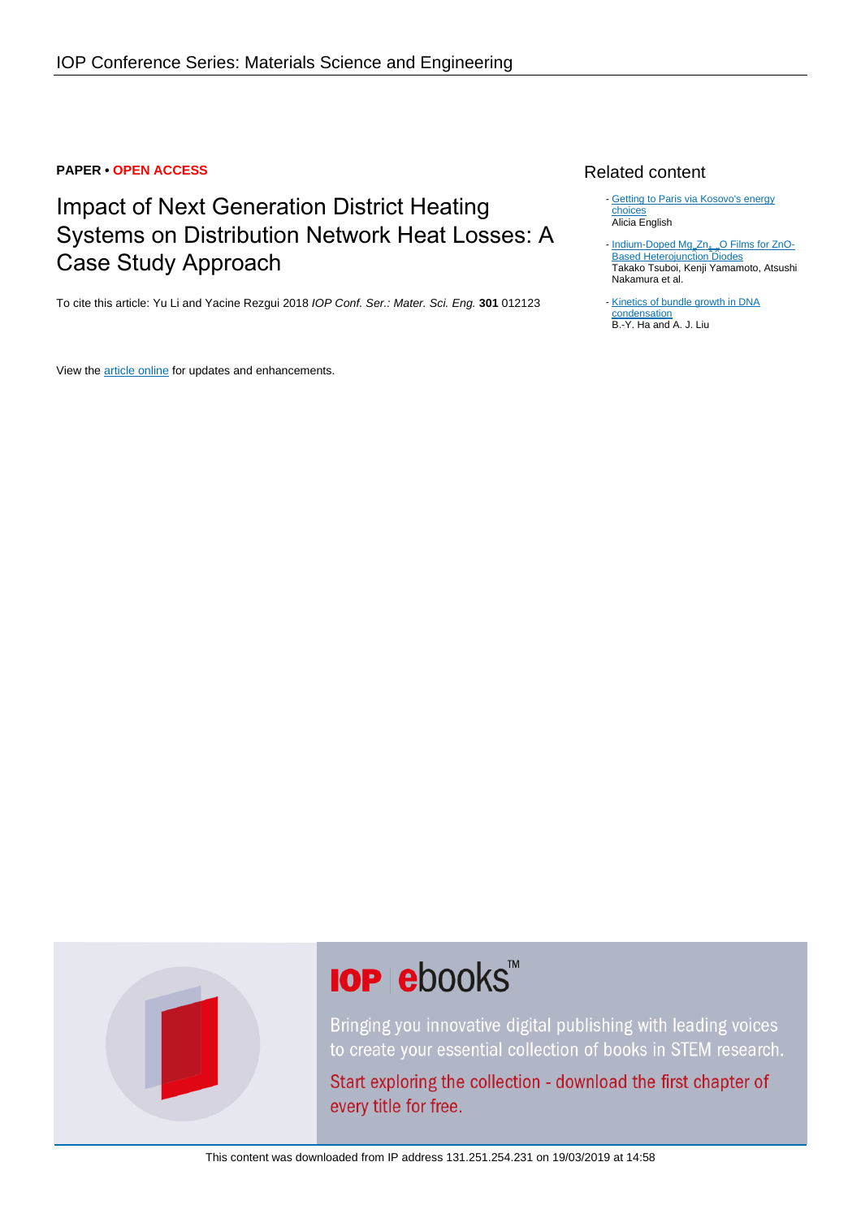PAPER • OPEN ACCESS

# Impact of Next Generation District Heating Systems on Distribution Network Heat Losses: A Case Study Approach

To cite this article: Yu Li and Yacine Rezgui 2018 *IOP Conf. Ser.: Mater. Sci. Eng.* **301** 012123

View the article online for updates and enhancements.

## Related content

- Getting to Paris via Kosovo's energy choices
  Alicia English
- Indium-Doped $Mg_xZn_{1-x}O$ Films for ZnO-Based Heterojunction Diodes
  Takako Tsuboi, Kenji Yamamoto, Atsushi Nakamura et al.
- Kinetics of bundle growth in DNA condensation
  B.-Y. Ha and A. J. Liu

IOP ebooks™

Bringing you innovative digital publishing with leading voices to create your essential collection of books in STEM research.

Start exploring the collection - download the first chapter of every title for free.

This content was downloaded from IP address 131.251.254.231 on 19/03/2019 at 14:58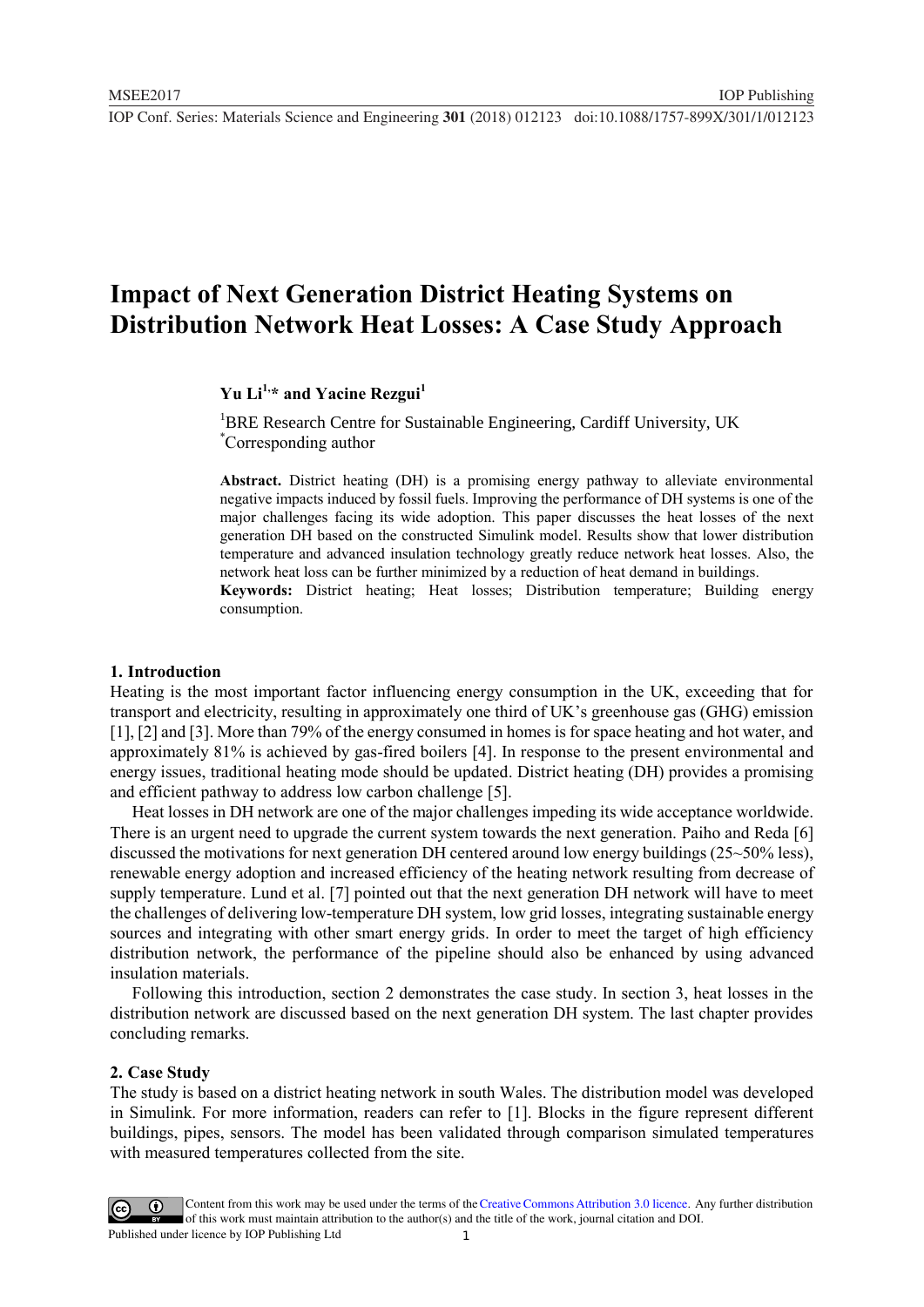# Impact of Next Generation District Heating Systems on Distribution Network Heat Losses: A Case Study Approach

**Yu Li[1,*] and Yacine Rezgui[1]**

[1]BRE Research Centre for Sustainable Engineering, Cardiff University, UK
[*]Corresponding author

**Abstract.** District heating (DH) is a promising energy pathway to alleviate environmental negative impacts induced by fossil fuels. Improving the performance of DH systems is one of the major challenges facing its wide adoption. This paper discusses the heat losses of the next generation DH based on the constructed Simulink model. Results show that lower distribution temperature and advanced insulation technology greatly reduce network heat losses. Also, the network heat loss can be further minimized by a reduction of heat demand in buildings.

**Keywords:** District heating; Heat losses; Distribution temperature; Building energy consumption.

## 1. Introduction

Heating is the most important factor influencing energy consumption in the UK, exceeding that for transport and electricity, resulting in approximately one third of UK's greenhouse gas (GHG) emission [1], [2] and [3]. More than 79% of the energy consumed in homes is for space heating and hot water, and approximately 81% is achieved by gas-fired boilers [4]. In response to the present environmental and energy issues, traditional heating mode should be updated. District heating (DH) provides a promising and efficient pathway to address low carbon challenge [5].

Heat losses in DH network are one of the major challenges impeding its wide acceptance worldwide. There is an urgent need to upgrade the current system towards the next generation. Paiho and Reda [6] discussed the motivations for next generation DH centered around low energy buildings (25~50% less), renewable energy adoption and increased efficiency of the heating network resulting from decrease of supply temperature. Lund et al. [7] pointed out that the next generation DH network will have to meet the challenges of delivering low-temperature DH system, low grid losses, integrating sustainable energy sources and integrating with other smart energy grids. In order to meet the target of high efficiency distribution network, the performance of the pipeline should also be enhanced by using advanced insulation materials.

Following this introduction, section 2 demonstrates the case study. In section 3, heat losses in the distribution network are discussed based on the next generation DH system. The last chapter provides concluding remarks.

## 2. Case Study

The study is based on a district heating network in south Wales. The distribution model was developed in Simulink. For more information, readers can refer to [1]. Blocks in the figure represent different buildings, pipes, sensors. The model has been validated through comparison simulated temperatures with measured temperatures collected from the site.

Content from this work may be used under the terms of the Creative Commons Attribution 3.0 licence. Any further distribution of this work must maintain attribution to the author(s) and the title of the work, journal citation and DOI.
Published under licence by IOP Publishing Ltd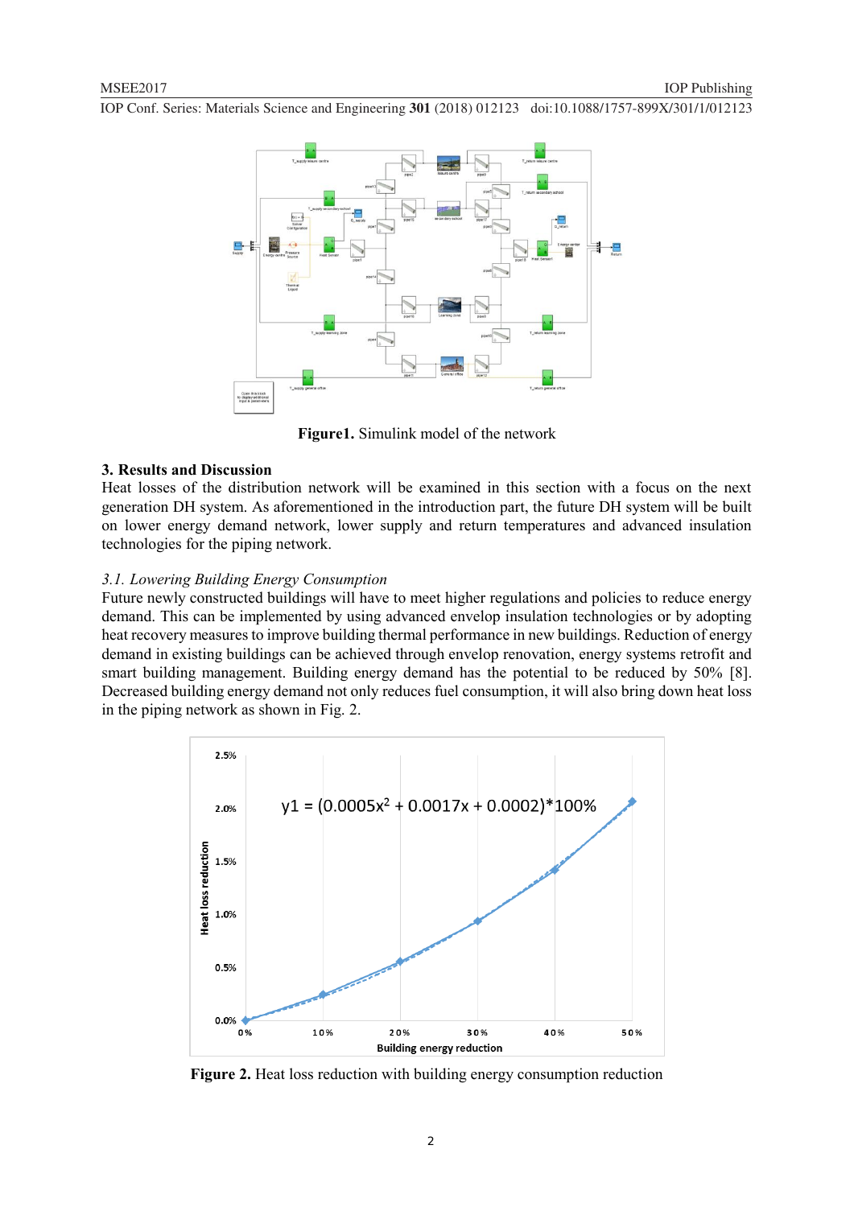Figure1. Simulink model of the network

## 3. Results and Discussion

Heat losses of the distribution network will be examined in this section with a focus on the next generation DH system. As aforementioned in the introduction part, the future DH system will be built on lower energy demand network, lower supply and return temperatures and advanced insulation technologies for the piping network.

### *3.1. Lowering Building Energy Consumption*

Future newly constructed buildings will have to meet higher regulations and policies to reduce energy demand. This can be implemented by using advanced envelop insulation technologies or by adopting heat recovery measures to improve building thermal performance in new buildings. Reduction of energy demand in existing buildings can be achieved through envelop renovation, energy systems retrofit and smart building management. Building energy demand has the potential to be reduced by 50% [8]. Decreased building energy demand not only reduces fuel consumption, it will also bring down heat loss in the piping network as shown in Fig. 2.

**Figure 2.** Heat loss reduction with building energy consumption reduction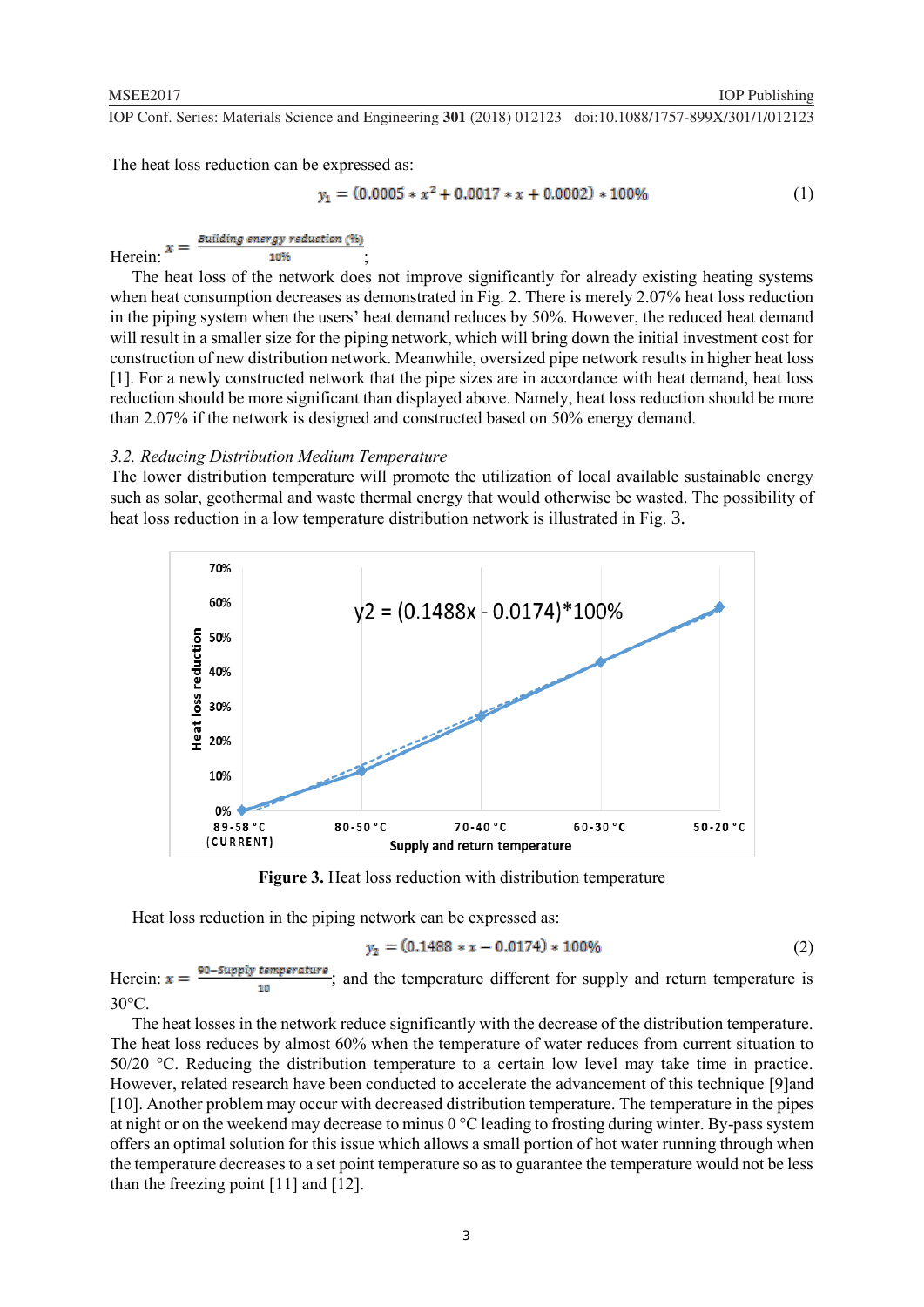The heat loss reduction can be expressed as:

$$y_1 = (0.0005 * x^2 + 0.0017 * x + 0.0002) * 100\% \tag{1}$$

Herein: $x = \frac{\text{Building energy reduction (\%)}}{10\%}$;

The heat loss of the network does not improve significantly for already existing heating systems when heat consumption decreases as demonstrated in Fig. 2. There is merely 2.07% heat loss reduction in the piping system when the users' heat demand reduces by 50%. However, the reduced heat demand will result in a smaller size for the piping network, which will bring down the initial investment cost for construction of new distribution network. Meanwhile, oversized pipe network results in higher heat loss [1]. For a newly constructed network that the pipe sizes are in accordance with heat demand, heat loss reduction should be more significant than displayed above. Namely, heat loss reduction should be more than 2.07% if the network is designed and constructed based on 50% energy demand.

*3.2. Reducing Distribution Medium Temperature*

The lower distribution temperature will promote the utilization of local available sustainable energy such as solar, geothermal and waste thermal energy that would otherwise be wasted. The possibility of heat loss reduction in a low temperature distribution network is illustrated in Fig. 3.

**Figure 3.** Heat loss reduction with distribution temperature

Heat loss reduction in the piping network can be expressed as:

$$y_2 = (0.1488 * x - 0.0174) * 100\% \tag{2}$$

Herein: $x = \frac{90 - \text{Supply temperature}}{10}$; and the temperature different for supply and return temperature is 30°C.

The heat losses in the network reduce significantly with the decrease of the distribution temperature. The heat loss reduces by almost 60% when the temperature of water reduces from current situation to 50/20 °C. Reducing the distribution temperature to a certain low level may take time in practice. However, related research have been conducted to accelerate the advancement of this technique [9]and [10]. Another problem may occur with decreased distribution temperature. The temperature in the pipes at night or on the weekend may decrease to minus 0 °C leading to frosting during winter. By-pass system offers an optimal solution for this issue which allows a small portion of hot water running through when the temperature decreases to a set point temperature so as to guarantee the temperature would not be less than the freezing point [11] and [12].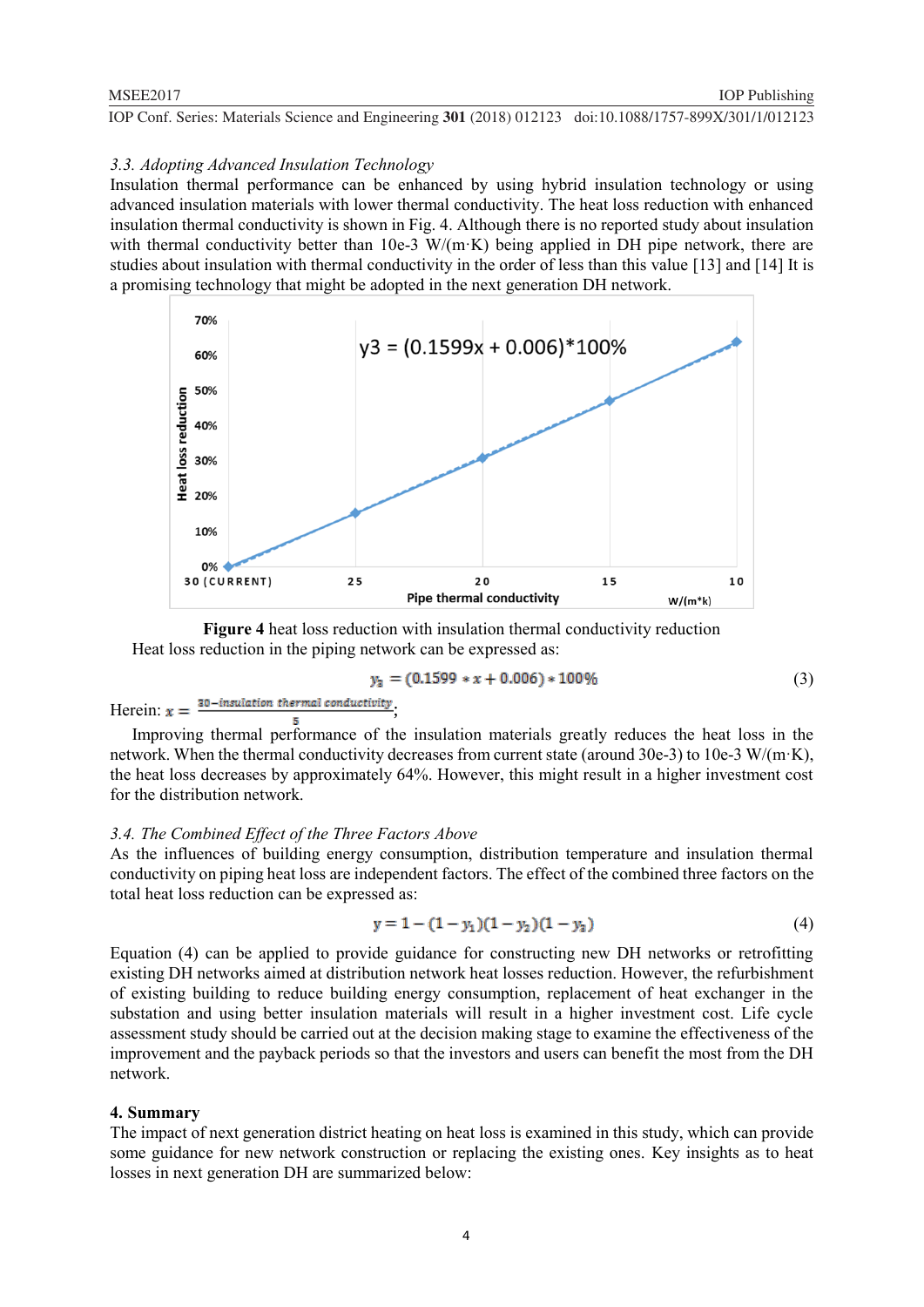### 3.3. Adopting Advanced Insulation Technology

Insulation thermal performance can be enhanced by using hybrid insulation technology or using advanced insulation materials with lower thermal conductivity. The heat loss reduction with enhanced insulation thermal conductivity is shown in Fig. 4. Although there is no reported study about insulation with thermal conductivity better than 10e-3 W/(m·K) being applied in DH pipe network, there are studies about insulation with thermal conductivity in the order of less than this value [13] and [14] It is a promising technology that might be adopted in the next generation DH network.

**Figure 4** heat loss reduction with insulation thermal conductivity reduction

Heat loss reduction in the piping network can be expressed as:

$$y_3 = (0.1599 * x + 0.006) * 100\% \tag{3}$$

Herein: $x = \frac{30 - insulation\ thermal\ conductivity}{5}$;

Improving thermal performance of the insulation materials greatly reduces the heat loss in the network. When the thermal conductivity decreases from current state (around 30e-3) to 10e-3 W/(m·K), the heat loss decreases by approximately 64%. However, this might result in a higher investment cost for the distribution network.

### 3.4. The Combined Effect of the Three Factors Above

As the influences of building energy consumption, distribution temperature and insulation thermal conductivity on piping heat loss are independent factors. The effect of the combined three factors on the total heat loss reduction can be expressed as:

$$y = 1 - (1 - y_1)(1 - y_2)(1 - y_3) \tag{4}$$

Equation (4) can be applied to provide guidance for constructing new DH networks or retrofitting existing DH networks aimed at distribution network heat losses reduction. However, the refurbishment of existing building to reduce building energy consumption, replacement of heat exchanger in the substation and using better insulation materials will result in a higher investment cost. Life cycle assessment study should be carried out at the decision making stage to examine the effectiveness of the improvement and the payback periods so that the investors and users can benefit the most from the DH network.

## 4. Summary

The impact of next generation district heating on heat loss is examined in this study, which can provide some guidance for new network construction or replacing the existing ones. Key insights as to heat losses in next generation DH are summarized below: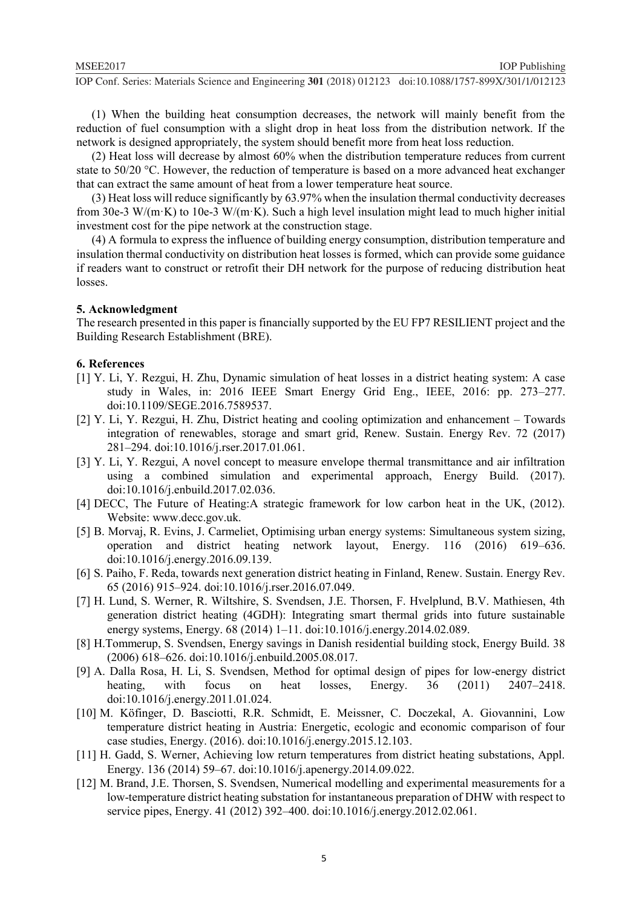(1) When the building heat consumption decreases, the network will mainly benefit from the reduction of fuel consumption with a slight drop in heat loss from the distribution network. If the network is designed appropriately, the system should benefit more from heat loss reduction.

(2) Heat loss will decrease by almost 60% when the distribution temperature reduces from current state to 50/20 °C. However, the reduction of temperature is based on a more advanced heat exchanger that can extract the same amount of heat from a lower temperature heat source.

(3) Heat loss will reduce significantly by 63.97% when the insulation thermal conductivity decreases from 30e-3 W/(m·K) to 10e-3 W/(m·K). Such a high level insulation might lead to much higher initial investment cost for the pipe network at the construction stage.

(4) A formula to express the influence of building energy consumption, distribution temperature and insulation thermal conductivity on distribution heat losses is formed, which can provide some guidance if readers want to construct or retrofit their DH network for the purpose of reducing distribution heat losses.

## 5. Acknowledgment

The research presented in this paper is financially supported by the EU FP7 RESILIENT project and the Building Research Establishment (BRE).

## 6. References

[1] Y. Li, Y. Rezgui, H. Zhu, Dynamic simulation of heat losses in a district heating system: A case study in Wales, in: 2016 IEEE Smart Energy Grid Eng., IEEE, 2016: pp. 273–277. doi:10.1109/SEGE.2016.7589537.

[2] Y. Li, Y. Rezgui, H. Zhu, District heating and cooling optimization and enhancement – Towards integration of renewables, storage and smart grid, Renew. Sustain. Energy Rev. 72 (2017) 281–294. doi:10.1016/j.rser.2017.01.061.

[3] Y. Li, Y. Rezgui, A novel concept to measure envelope thermal transmittance and air infiltration using a combined simulation and experimental approach, Energy Build. (2017). doi:10.1016/j.enbuild.2017.02.036.

[4] DECC, The Future of Heating:A strategic framework for low carbon heat in the UK, (2012). Website: www.decc.gov.uk.

[5] B. Morvaj, R. Evins, J. Carmeliet, Optimising urban energy systems: Simultaneous system sizing, operation and district heating network layout, Energy. 116 (2016) 619–636. doi:10.1016/j.energy.2016.09.139.

[6] S. Paiho, F. Reda, towards next generation district heating in Finland, Renew. Sustain. Energy Rev. 65 (2016) 915–924. doi:10.1016/j.rser.2016.07.049.

[7] H. Lund, S. Werner, R. Wiltshire, S. Svendsen, J.E. Thorsen, F. Hvelplund, B.V. Mathiesen, 4th generation district heating (4GDH): Integrating smart thermal grids into future sustainable energy systems, Energy. 68 (2014) 1–11. doi:10.1016/j.energy.2014.02.089.

[8] H.Tommerup, S. Svendsen, Energy savings in Danish residential building stock, Energy Build. 38 (2006) 618–626. doi:10.1016/j.enbuild.2005.08.017.

[9] A. Dalla Rosa, H. Li, S. Svendsen, Method for optimal design of pipes for low-energy district heating, with focus on heat losses, Energy. 36 (2011) 2407–2418. doi:10.1016/j.energy.2011.01.024.

[10] M. Köfinger, D. Basciotti, R.R. Schmidt, E. Meissner, C. Doczekal, A. Giovannini, Low temperature district heating in Austria: Energetic, ecologic and economic comparison of four case studies, Energy. (2016). doi:10.1016/j.energy.2015.12.103.

[11] H. Gadd, S. Werner, Achieving low return temperatures from district heating substations, Appl. Energy. 136 (2014) 59–67. doi:10.1016/j.apenergy.2014.09.022.

[12] M. Brand, J.E. Thorsen, S. Svendsen, Numerical modelling and experimental measurements for a low-temperature district heating substation for instantaneous preparation of DHW with respect to service pipes, Energy. 41 (2012) 392–400. doi:10.1016/j.energy.2012.02.061.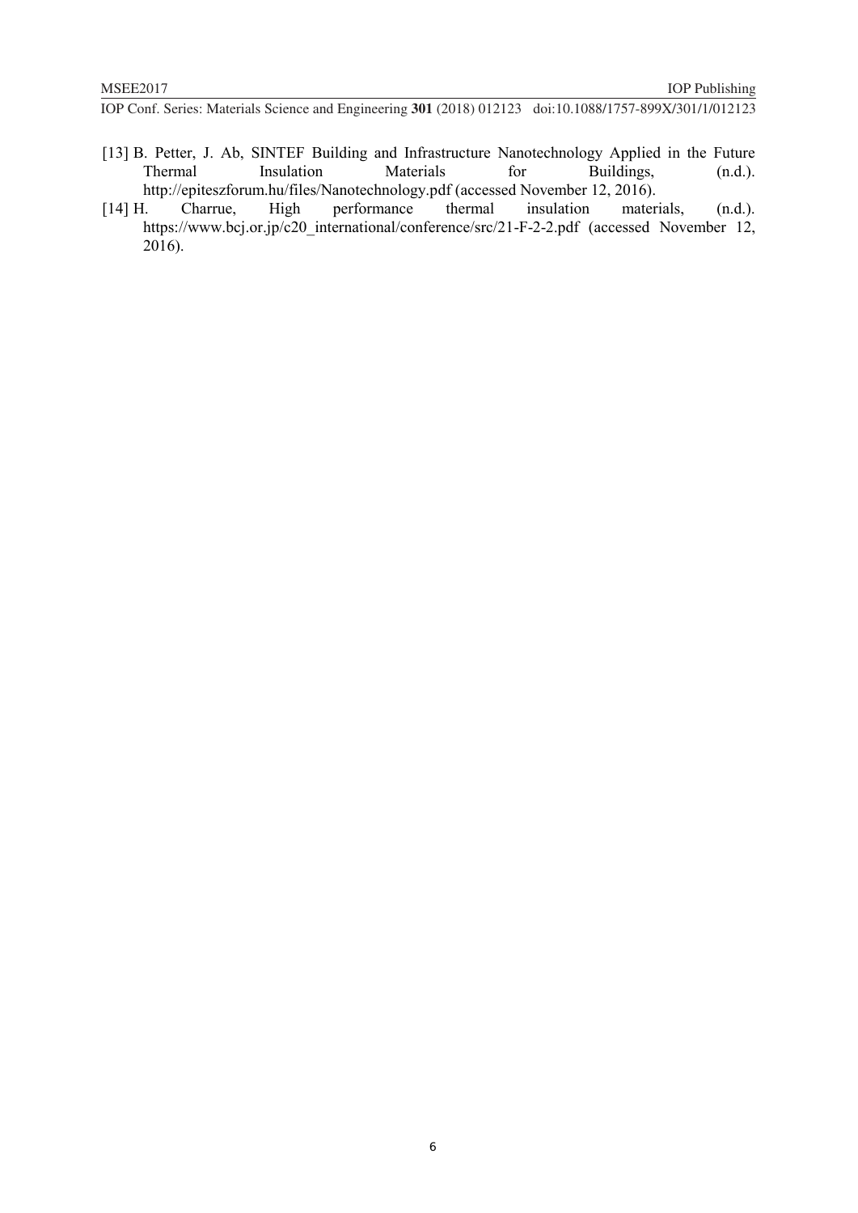[13] B. Petter, J. Ab, SINTEF Building and Infrastructure Nanotechnology Applied in the Future Thermal Insulation Materials for Buildings, (n.d.). http://epiteszforum.hu/files/Nanotechnology.pdf (accessed November 12, 2016).

[14] H. Charrue, High performance thermal insulation materials, (n.d.). https://www.bcj.or.jp/c20_international/conference/src/21-F-2-2.pdf (accessed November 12, 2016).